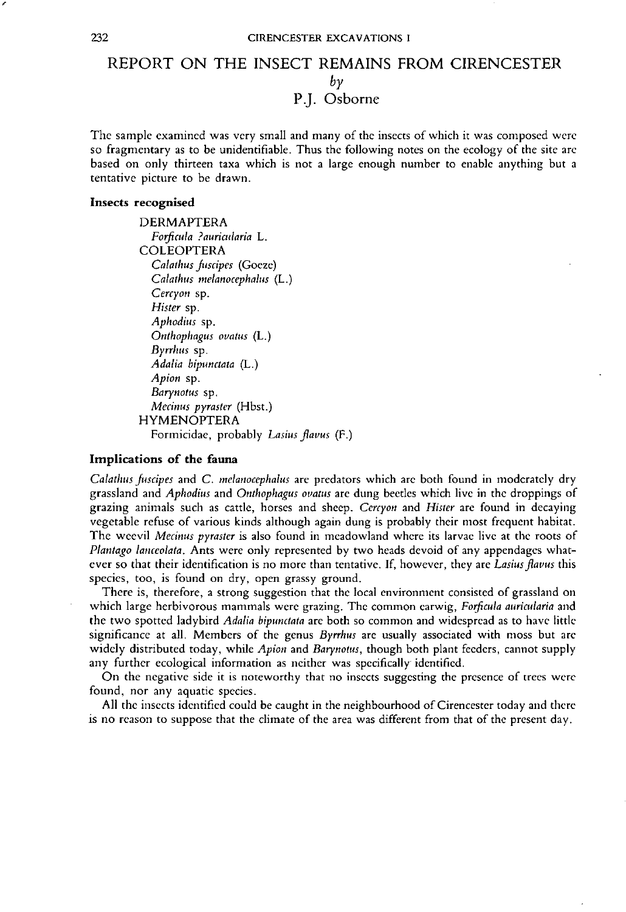# REPORT ON THE INSECT REMAINS FROM CIRENCESTER

*by*

P.J. Osborne

The sample examined was very small and many of the insects of which it was composed were so fragmentary as to be unidentifiable. Thus the following notes on the ecology of the site are based on only thirteen taxa which is not a large enough number to enable anything but a tentative picture to be drawn.

### Insects recognised

DERMAPTERA
*Forficula ?auricularia* L.

COLEOPTERA
*Calathus fuscipes* (Goeze)
*Calathus melanocephalus* (L.)
*Cercyon* sp.
*Hister* sp.
*Aphodius* sp.
*Onthophagus ovatus* (L.)
*Byrrhus* sp.
*Adalia bipunctata* (L.)
*Apion* sp.
*Barynotus* sp.
*Mecinus pyraster* (Hbst.)

HYMENOPTERA
Formicidae, probably *Lasius flavus* (F.)

### Implications of the fauna

*Calathus fuscipes* and *C. melanocephalus* are predators which are both found in moderately dry grassland and *Aphodius* and *Onthophagus ovatus* are dung beetles which live in the droppings of grazing animals such as cattle, horses and sheep. *Cercyon* and *Hister* are found in decaying vegetable refuse of various kinds although again dung is probably their most frequent habitat. The weevil *Mecinus pyraster* is also found in meadowland where its larvae live at the roots of *Plantago lanceolata*. Ants were only represented by two heads devoid of any appendages whatever so that their identification is no more than tentative. If, however, they are *Lasius flavus* this species, too, is found on dry, open grassy ground.

There is, therefore, a strong suggestion that the local environment consisted of grassland on which large herbivorous mammals were grazing. The common earwig, *Forficula auricularia* and the two spotted ladybird *Adalia bipunctata* are both so common and widespread as to have little significance at all. Members of the genus *Byrrhus* are usually associated with moss but are widely distributed today, while *Apion* and *Barynotus*, though both plant feeders, cannot supply any further ecological information as neither was specifically identified.

On the negative side it is noteworthy that no insects suggesting the presence of trees were found, nor any aquatic species.

All the insects identified could be caught in the neighbourhood of Cirencester today and there is no reason to suppose that the climate of the area was different from that of the present day.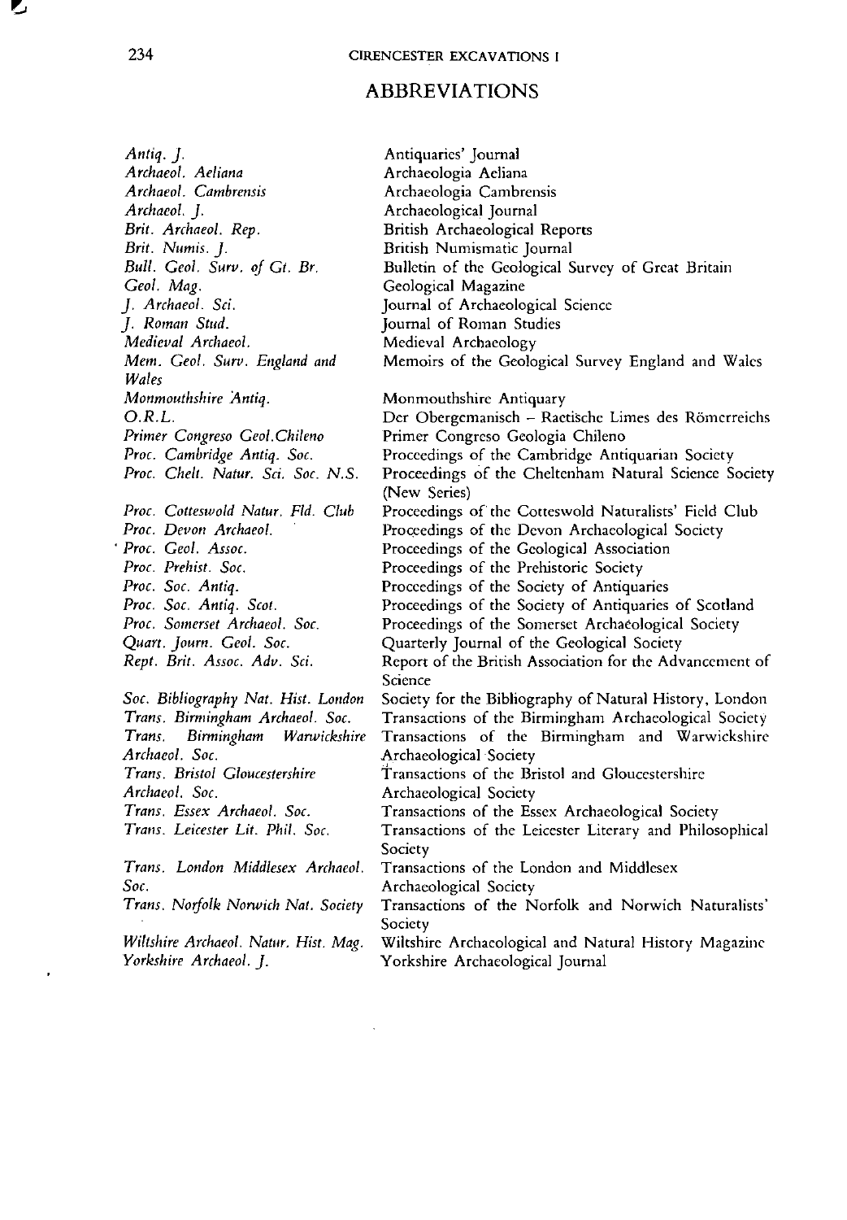## ABBREVIATIONS

| | |
|---|---|
| *Antiq. J.* | Antiquaries' Journal |
| *Archaeol. Aeliana* | Archaeologia Aeliana |
| *Archaeol. Cambrensis* | Archaeologia Cambrensis |
| *Archaeol. J.* | Archaeological Journal |
| *Brit. Archaeol. Rep.* | British Archaeological Reports |
| *Brit. Numis. J.* | British Numismatic Journal |
| *Bull. Geol. Surv. of Gt. Br.* | Bulletin of the Geological Survey of Great Britain |
| *Geol. Mag.* | Geological Magazine |
| *J. Archaeol. Sci.* | Journal of Archaeological Science |
| *J. Roman Stud.* | Journal of Roman Studies |
| *Medieval Archaeol.* | Medieval Archaeology |
| *Mem. Geol. Surv. England and Wales* | Memoirs of the Geological Survey England and Wales |
| *Monmouthshire Antiq.* | Monmouthshire Antiquary |
| *O.R.L.* | Der Obergemanisch – Raetische Limes des Römerreichs |
| *Primer Congreso Geol.Chileno* | Primer Congreso Geologia Chileno |
| *Proc. Cambridge Antiq. Soc.* | Proceedings of the Cambridge Antiquarian Society |
| *Proc. Chelt. Natur. Sci. Soc. N.S.* | Proceedings of the Cheltenham Natural Science Society (New Series) |
| *Proc. Cotteswold Natur. Fld. Club* | Proceedings of the Cotteswold Naturalists' Field Club |
| *Proc. Devon Archaeol.* | Proceedings of the Devon Archaeological Society |
| *Proc. Geol. Assoc.* | Proceedings of the Geological Association |
| *Proc. Prehist. Soc.* | Proceedings of the Prehistoric Society |
| *Proc. Soc. Antiq.* | Proceedings of the Society of Antiquaries |
| *Proc. Soc. Antiq. Scot.* | Proceedings of the Society of Antiquaries of Scotland |
| *Proc. Somerset Archaeol. Soc.* | Proceedings of the Somerset Archaeological Society |
| *Quart. Journ. Geol. Soc.* | Quarterly Journal of the Geological Society |
| *Rept. Brit. Assoc. Adv. Sci.* | Report of the British Association for the Advancement of Science |
| *Soc. Bibliography Nat. Hist. London* | Society for the Bibliography of Natural History, London |
| *Trans. Birmingham Archaeol. Soc.* | Transactions of the Birmingham Archaeological Society |
| *Trans. Birmingham Warwickshire Archaeol. Soc.* | Transactions of the Birmingham and Warwickshire Archaeological Society |
| *Trans. Bristol Gloucestershire Archaeol. Soc.* | Transactions of the Bristol and Gloucestershire Archaeological Society |
| *Trans. Essex Archaeol. Soc.* | Transactions of the Essex Archaeological Society |
| *Trans. Leicester Lit. Phil. Soc.* | Transactions of the Leicester Literary and Philosophical Society |
| *Trans. London Middlesex Archaeol. Soc.* | Transactions of the London and Middlesex Archaeological Society |
| *Trans. Norfolk Norwich Nat. Society* | Transactions of the Norfolk and Norwich Naturalists' Society |
| *Wiltshire Archaeol. Natur. Hist. Mag.* | Wiltshire Archaeological and Natural History Magazine |
| *Yorkshire Archaeol. J.* | Yorkshire Archaeological Journal |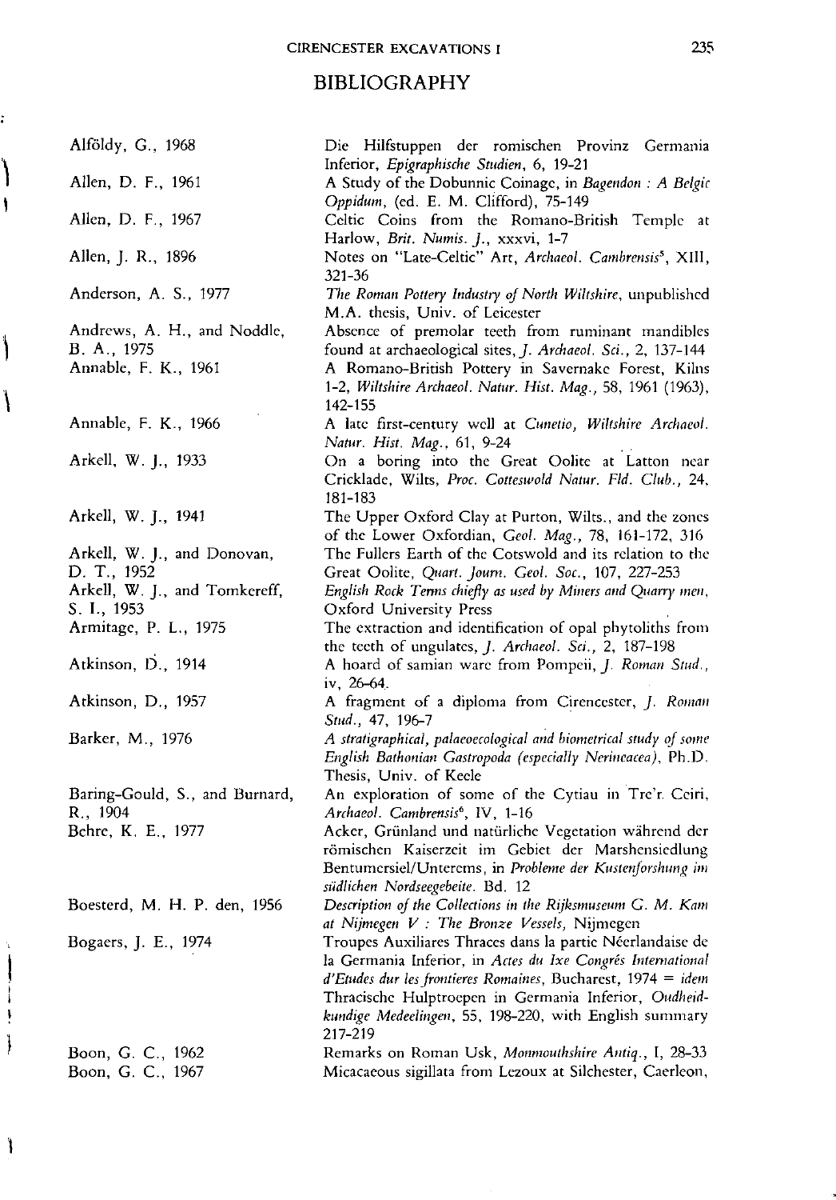## BIBLIOGRAPHY

Alföldy, G., 1968 — Die Hilfstuppen der romischen Provinz Germania Inferior, *Epigraphische Studien*, 6, 19-21

Allen, D. F., 1961 — A Study of the Dobunnic Coinage, in *Bagendon : A Belgic Oppidum*, (ed. E. M. Clifford), 75-149

Allen, D. F., 1967 — Celtic Coins from the Romano-British Temple at Harlow, *Brit. Numis. J.*, xxxvi, 1-7

Allen, J. R., 1896 — Notes on "Late-Celtic" Art, *Archaeol. Cambrensis*[5], XIII, 321-36

Anderson, A. S., 1977 — *The Roman Pottery Industry of North Wiltshire*, unpublished M.A. thesis, Univ. of Leicester

Andrews, A. H., and Noddle, B. A., 1975 — Absence of premolar teeth from ruminant mandibles found at archaeological sites, *J. Archaeol. Sci.*, 2, 137-144

Annable, F. K., 1961 — A Romano-British Pottery in Savernake Forest, Kilns 1-2, *Wiltshire Archaeol. Natur. Hist. Mag.*, 58, 1961 (1963), 142-155

Annable, F. K., 1966 — A late first-century well at *Cunetio, Wiltshire Archaeol. Natur. Hist. Mag.*, 61, 9-24

Arkell, W. J., 1933 — On a boring into the Great Oolite at Latton near Cricklade, Wilts, *Proc. Cotteswold Natur. Fld. Club.*, 24, 181-183

Arkell, W. J., 1941 — The Upper Oxford Clay at Purton, Wilts., and the zones of the Lower Oxfordian, *Geol. Mag.*, 78, 161-172, 316

Arkell, W. J., and Donovan, D. T., 1952 — The Fullers Earth of the Cotswold and its relation to the Great Oolite, *Quart. Journ. Geol. Soc.*, 107, 227-253

Arkell, W. J., and Tomkereff, S. I., 1953 — *English Rock Terms chiefly as used by Miners and Quarry men*, Oxford University Press

Armitage, P. L., 1975 — The extraction and identification of opal phytoliths from the teeth of ungulates, *J. Archaeol. Sci.*, 2, 187-198

Atkinson, D., 1914 — A hoard of samian ware from Pompeii, *J. Roman Stud.*, iv, 26-64.

Atkinson, D., 1957 — A fragment of a diploma from Cirencester, *J. Roman Stud.*, 47, 196-7

Barker, M., 1976 — *A stratigraphical, palaeoecological and biometrical study of some English Bathonian Gastropoda (especially Nerineacea)*, Ph.D. Thesis, Univ. of Keele

Baring-Gould, S., and Burnard, R., 1904 — An exploration of some of the Cytiau in Tre'r. Ceiri, *Archaeol. Cambrensis*[6], IV, 1-16

Behre, K. E., 1977 — Acker, Grünland und natürliche Vegetation während der römischen Kaiserzeit im Gebiet der Marshensiedlung Bentumersiel/Unterems, in *Probleme der Kustenforshung im südlichen Nordseegebeite*. Bd. 12

Boesterd, M. H. P. den, 1956 — *Description of the Collections in the Rijksmuseum G. M. Kam at Nijmegen V : The Bronze Vessels*, Nijmegen

Bogaers, J. E., 1974 — Troupes Auxiliares Thraces dans la partie Néerlandaise de la Germania Inferior, in *Actes du Ixe Congrès International d'Etudes dur les frontieres Romaines*, Bucharest, 1974 = *idem* Thracische Hulptroepen in Germania Inferior, *Oudheidkundige Medeelingen*, 55, 198-220, with English summary 217-219

Boon, G. C., 1962 — Remarks on Roman Usk, *Monmouthshire Antiq.*, I, 28-33

Boon, G. C., 1967 — Micacaeous sigillata from Lezoux at Silchester, Caerleon,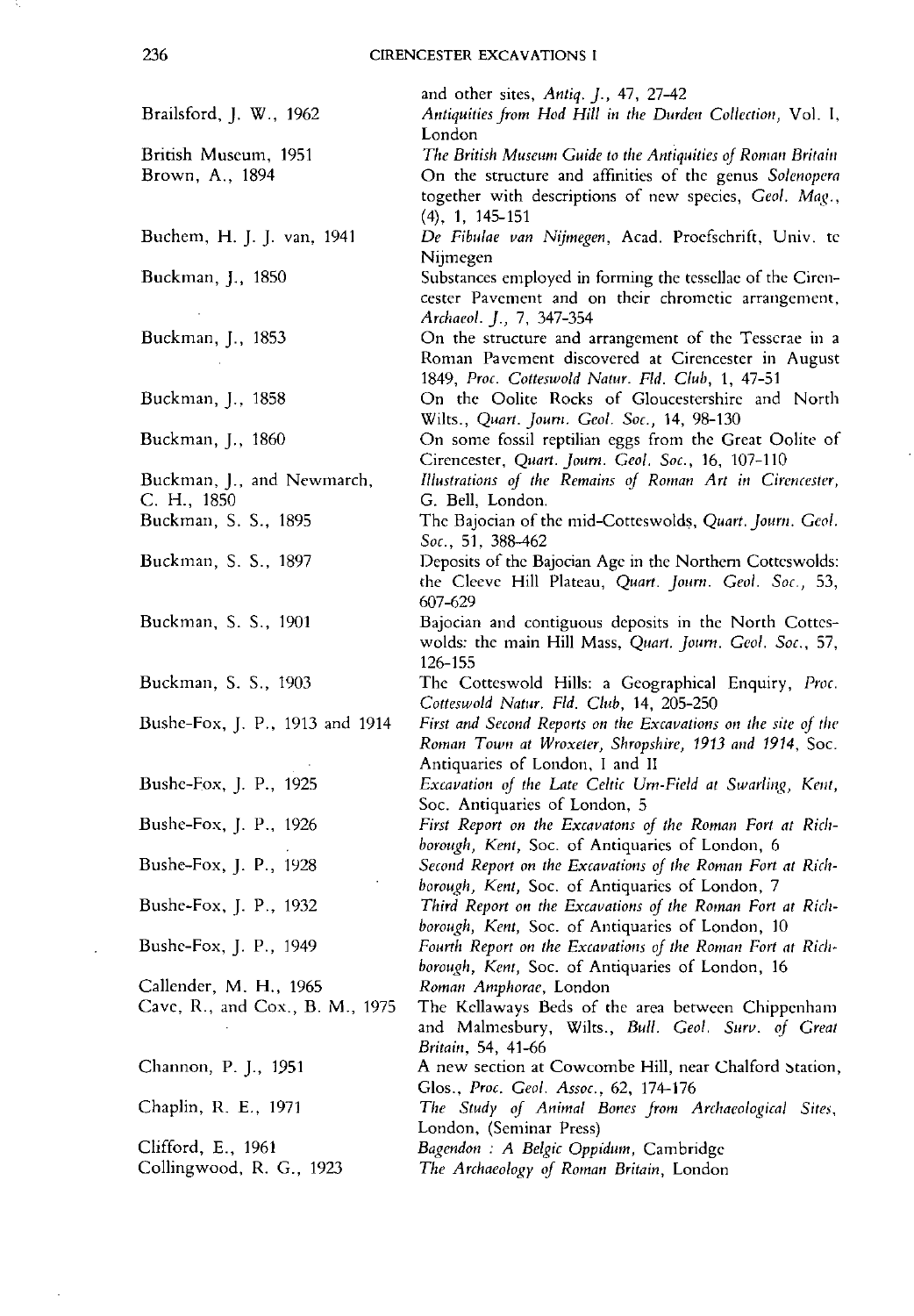and other sites, *Antiq. J.*, 47, 27-42

Brailsford, J. W., 1962 — *Antiquities from Hod Hill in the Durden Collection*, Vol. I, London

British Museum, 1951 — *The British Museum Guide to the Antiquities of Roman Britain*

Brown, A., 1894 — On the structure and affinities of the genus *Solenopera* together with descriptions of new species, *Geol. Mag.*, (4), 1, 145-151

Buchem, H. J. J. van, 1941 — *De Fibulae van Nijmegen*, Acad. Proefschrift, Univ. te Nijmegen

Buckman, J., 1850 — Substances employed in forming the tessellae of the Cirencester Pavement and on their chrometic arrangement, *Archaeol. J.*, 7, 347-354

Buckman, J., 1853 — On the structure and arrangement of the Tesserae in a Roman Pavement discovered at Cirencester in August 1849, *Proc. Cotteswold Natur. Fld. Club*, 1, 47-51

Buckman, J., 1858 — On the Oolite Rocks of Gloucestershire and North Wilts., *Quart. Journ. Geol. Soc.*, 14, 98-130

Buckman, J., 1860 — On some fossil reptilian eggs from the Great Oolite of Cirencester, *Quart. Journ. Geol. Soc.*, 16, 107-110

Buckman, J., and Newmarch, C. H., 1850 — *Illustrations of the Remains of Roman Art in Cirencester*, G. Bell, London.

Buckman, S. S., 1895 — The Bajocian of the mid-Cotteswolds, *Quart. Journ. Geol. Soc.*, 51, 388-462

Buckman, S. S., 1897 — Deposits of the Bajocian Age in the Northern Cotteswolds: the Cleeve Hill Plateau, *Quart. Journ. Geol. Soc.*, 53, 607-629

Buckman, S. S., 1901 — Bajocian and contiguous deposits in the North Cotteswolds: the main Hill Mass, *Quart. Journ. Geol. Soc.*, 57, 126-155

Buckman, S. S., 1903 — The Cotteswold Hills: a Geographical Enquiry, *Proc. Cotteswold Natur. Fld. Club*, 14, 205-250

Bushe-Fox, J. P., 1913 and 1914 — *First and Second Reports on the Excavations on the site of the Roman Town at Wroxeter, Shropshire, 1913 and 1914*, Soc. Antiquaries of London, I and II

Bushe-Fox, J. P., 1925 — *Excavation of the Late Celtic Urn-Field at Swarling, Kent*, Soc. Antiquaries of London, 5

Bushe-Fox, J. P., 1926 — *First Report on the Excavatons of the Roman Fort at Richborough, Kent*, Soc. of Antiquaries of London, 6

Bushe-Fox, J. P., 1928 — *Second Report on the Excavations of the Roman Fort at Richborough, Kent*, Soc. of Antiquaries of London, 7

Bushe-Fox, J. P., 1932 — *Third Report on the Excavations of the Roman Fort at Richborough, Kent*, Soc. of Antiquaries of London, 10

Bushe-Fox, J. P., 1949 — *Fourth Report on the Excavations of the Roman Fort at Richborough, Kent*, Soc. of Antiquaries of London, 16

Callender, M. H., 1965 — *Roman Amphorae*, London

Cave, R., and Cox., B. M., 1975 — The Kellaways Beds of the area between Chippenham and Malmesbury, Wilts., *Bull. Geol. Surv. of Great Britain*, 54, 41-66

Channon, P. J., 1951 — A new section at Cowcombe Hill, near Chalford Station, Glos., *Proc. Geol. Assoc.*, 62, 174-176

Chaplin, R. E., 1971 — *The Study of Animal Bones from Archaeological Sites*, London, (Seminar Press)

Clifford, E., 1961 — *Bagendon : A Belgic Oppidum*, Cambridge

Collingwood, R. G., 1923 — *The Archaeology of Roman Britain*, London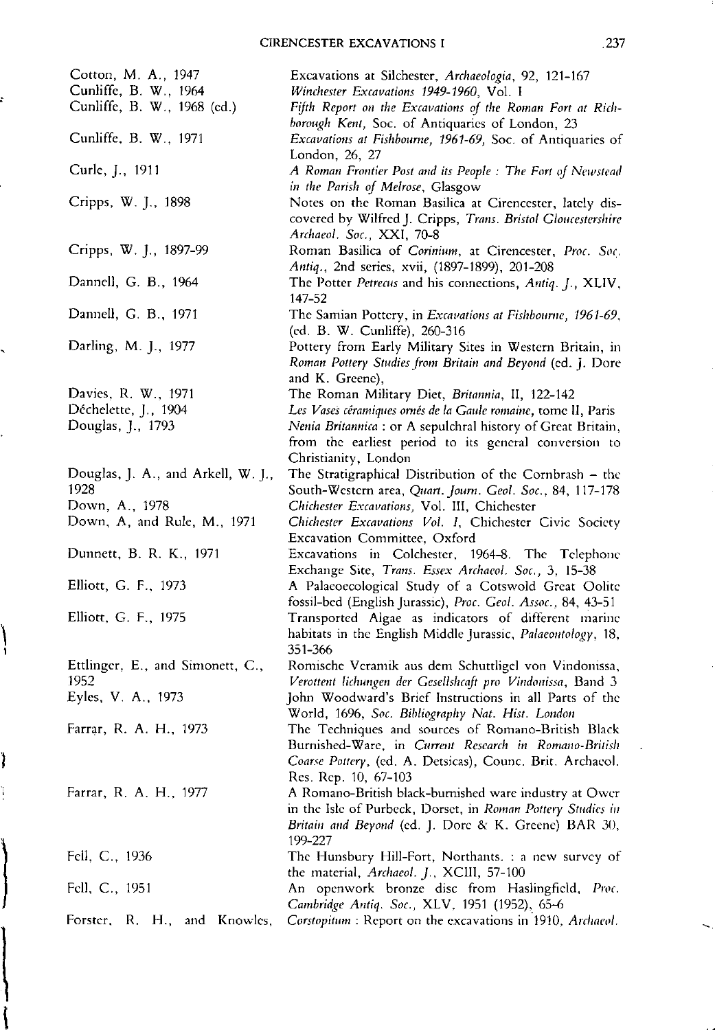Cotton, M. A., 1947 — Excavations at Silchester, *Archaeologia*, 92, 121-167

Cunliffe, B. W., 1964 — *Winchester Excavations 1949-1960*, Vol. I

Cunliffe, B. W., 1968 (ed.) — *Fifth Report on the Excavations of the Roman Fort at Richborough Kent*, Soc. of Antiquaries of London, 23

Cunliffe, B. W., 1971 — *Excavations at Fishbourne, 1961-69*, Soc. of Antiquaries of London, 26, 27

Curle, J., 1911 — *A Roman Frontier Post and its People : The Fort of Newstead in the Parish of Melrose*, Glasgow

Cripps, W. J., 1898 — Notes on the Roman Basilica at Cirencester, lately discovered by Wilfred J. Cripps, *Trans. Bristol Gloucestershire Archaeol. Soc.*, XXI, 70-8

Cripps, W. J., 1897-99 — Roman Basilica of *Corinium*, at Cirencester, *Proc. Soc. Antiq.*, 2nd series, xvii, (1897-1899), 201-208

Dannell, G. B., 1964 — The Potter *Petrecus* and his connections, *Antiq. J.*, XLIV, 147-52

Dannell, G. B., 1971 — The Samian Pottery, in *Excavations at Fishbourne, 1961-69*, (ed. B. W. Cunliffe), 260-316

Darling, M. J., 1977 — Pottery from Early Military Sites in Western Britain, in *Roman Pottery Studies from Britain and Beyond* (ed. J. Dore and K. Greene),

Davies, R. W., 1971 — The Roman Military Diet, *Britannia*, II, 122-142

Déchelette, J., 1904 — *Les Vases céramiques ornés de la Gaule romaine*, tome II, Paris

Douglas, J., 1793 — *Nenia Britannica* : or A sepulchral history of Great Britain, from the earliest period to its general conversion to Christianity, London

Douglas, J. A., and Arkell, W. J., 1928 — The Stratigraphical Distribution of the Cornbrash – the South-Western area, *Quart. Journ. Geol. Soc.*, 84, 117-178

Down, A., 1978 — *Chichester Excavations*, Vol. III, Chichester

Down, A, and Rule, M., 1971 — *Chichester Excavations Vol. I*, Chichester Civic Society Excavation Committee, Oxford

Dunnett, B. R. K., 1971 — Excavations in Colchester, 1964-8. The Telephone Exchange Site, *Trans. Essex Archaeol. Soc.*, 3, 15-38

Elliott, G. F., 1973 — A Palaeoecological Study of a Cotswold Great Oolite fossil-bed (English Jurassic), *Proc. Geol. Assoc.*, 84, 43-51

Elliott, G. F., 1975 — Transported Algae as indicators of different marine habitats in the English Middle Jurassic, *Palaeontology*, 18, 351-366

Ettlinger, E., and Simonett, C., 1952 — Romische Veramik aus dem Schuttligel von Vindonissa, *Verottent lichungen der Gesellshcaft pro Vindonissa*, Band 3

Eyles, V. A., 1973 — John Woodward's Brief Instructions in all Parts of the World, 1696, *Soc. Bibliography Nat. Hist. London*

Farrar, R. A. H., 1973 — The Techniques and sources of Romano-British Black Burnished-Ware, in *Current Research in Romano-British Coarse Pottery*, (ed. A. Detsicas), Counc. Brit. Archaeol. Res. Rep. 10, 67-103

Farrar, R. A. H., 1977 — A Romano-British black-burnished ware industry at Ower in the Isle of Purbeck, Dorset, in *Roman Pottery Studies in Britain and Beyond* (ed. J. Dore & K. Greene) BAR 30, 199-227

Fell, C., 1936 — The Hunsbury Hill-Fort, Northants. : a new survey of the material, *Archaeol. J.*, XCIII, 57-100

Fell, C., 1951 — An openwork bronze disc from Haslingfield, *Proc. Cambridge Antiq. Soc.*, XLV, 1951 (1952), 65-6

Forster, R. H., and Knowles, — *Corstopitum* : Report on the excavations in 1910, *Archaeol.*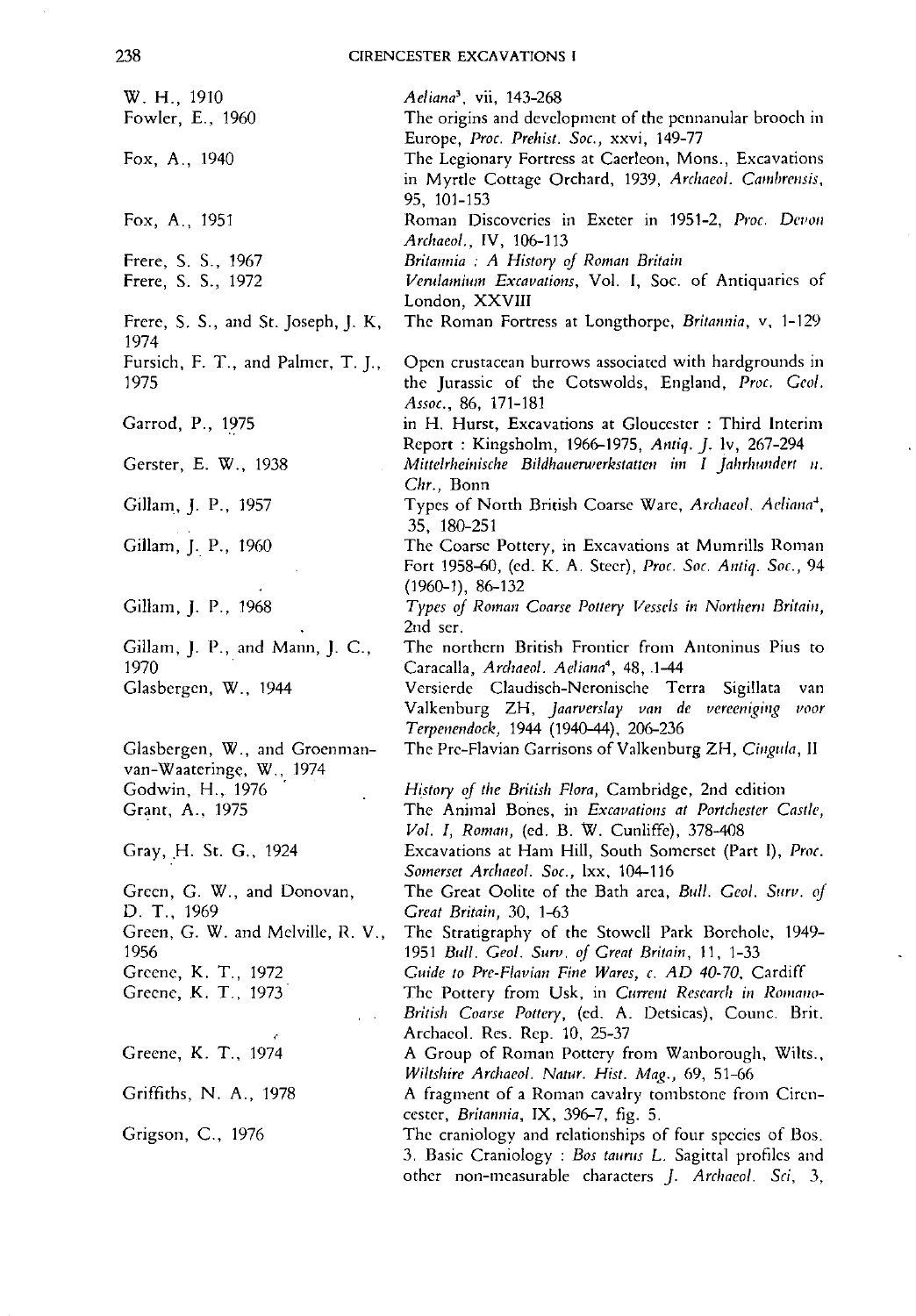| | |
|---|---|
| W. H., 1910 | *Aeliana*[3], vii, 143-268 |
| Fowler, E., 1960 | The origins and development of the pennanular brooch in Europe, *Proc. Prehist. Soc.*, xxvi, 149-77 |
| Fox, A., 1940 | The Legionary Fortress at Caerleon, Mons., Excavations in Myrtle Cottage Orchard, 1939, *Archaeol. Cambrensis*, 95, 101-153 |
| Fox, A., 1951 | Roman Discoveries in Exeter in 1951-2, *Proc. Devon Archaeol.*, IV, 106-113 |
| Frere, S. S., 1967 | *Britannia : A History of Roman Britain* |
| Frere, S. S., 1972 | *Verulamium Excavations*, Vol. I, Soc. of Antiquaries of London, XXVIII |
| Frere, S. S., and St. Joseph, J. K, 1974 | The Roman Fortress at Longthorpe, *Britannia*, v, 1-129 |
| Fursich, F. T., and Palmer, T. J., 1975 | Open crustacean burrows associated with hardgrounds in the Jurassic of the Cotswolds, England, *Proc. Geol. Assoc.*, 86, 171-181 |
| Garrod, P., 1975 | in H. Hurst, Excavations at Gloucester : Third Interim Report : Kingsholm, 1966-1975, *Antiq. J.* lv, 267-294 |
| Gerster, E. W., 1938 | *Mittelrheinische Bildhauerwerkstatten im I Jahrhundert n. Chr.*, Bonn |
| Gillam, J. P., 1957 | Types of North British Coarse Ware, *Archaeol. Aeliana*[4], 35, 180-251 |
| Gillam, J. P., 1960 | The Coarse Pottery, in Excavations at Mumrills Roman Fort 1958-60, (ed. K. A. Steer), *Proc. Soc. Antiq. Soc.*, 94 (1960-1), 86-132 |
| Gillam, J. P., 1968 | *Types of Roman Coarse Pottery Vessels in Northern Britain*, 2nd ser. |
| Gillam, J. P., and Mann, J. C., 1970 | The northern British Frontier from Antoninus Pius to Caracalla, *Archaeol. Aeliana*[4], 48, 1-44 |
| Glasbergen, W., 1944 | Versierde Claudisch-Neronische Terra Sigillata van Valkenburg ZH, *Jaarverslay van de vereeniging voor Terpenendock*, 1944 (1940-44), 206-236 |
| Glasbergen, W., and Groenman-van-Waateringe, W., 1974 | The Pre-Flavian Garrisons of Valkenburg ZH, *Cingula*, II |
| Godwin, H., 1976 | *History of the British Flora*, Cambridge, 2nd edition |
| Grant, A., 1975 | The Animal Bones, in *Excavations at Portchester Castle, Vol. I, Roman*, (ed. B. W. Cunliffe), 378-408 |
| Gray, H. St. G., 1924 | Excavations at Ham Hill, South Somerset (Part I), *Proc. Somerset Archaeol. Soc.*, lxx, 104-116 |
| Green, G. W., and Donovan, D. T., 1969 | The Great Oolite of the Bath area, *Bull. Geol. Surv. of Great Britain*, 30, 1-63 |
| Green, G. W. and Melville, R. V., 1956 | The Stratigraphy of the Stowell Park Borehole, 1949-1951 *Bull. Geol. Surv. of Great Britain*, 11, 1-33 |
| Greene, K. T., 1972 | *Guide to Pre-Flavian Fine Wares, c. AD 40-70*, Cardiff |
| Greene, K. T., 1973 | The Pottery from Usk, in *Current Research in Romano-British Coarse Pottery*, (ed. A. Detsicas), Counc. Brit. Archaeol. Res. Rep. 10, 25-37 |
| Greene, K. T., 1974 | A Group of Roman Pottery from Wanborough, Wilts., *Wiltshire Archaeol. Natur. Hist. Mag.*, 69, 51-66 |
| Griffiths, N. A., 1978 | A fragment of a Roman cavalry tombstone from Cirencester, *Britannia*, IX, 396-7, fig. 5. |
| Grigson, C., 1976 | The craniology and relationships of four species of Bos. 3. Basic Craniology : *Bos taurus L.* Sagittal profiles and other non-measurable characters *J. Archaeol. Sci*, 3, |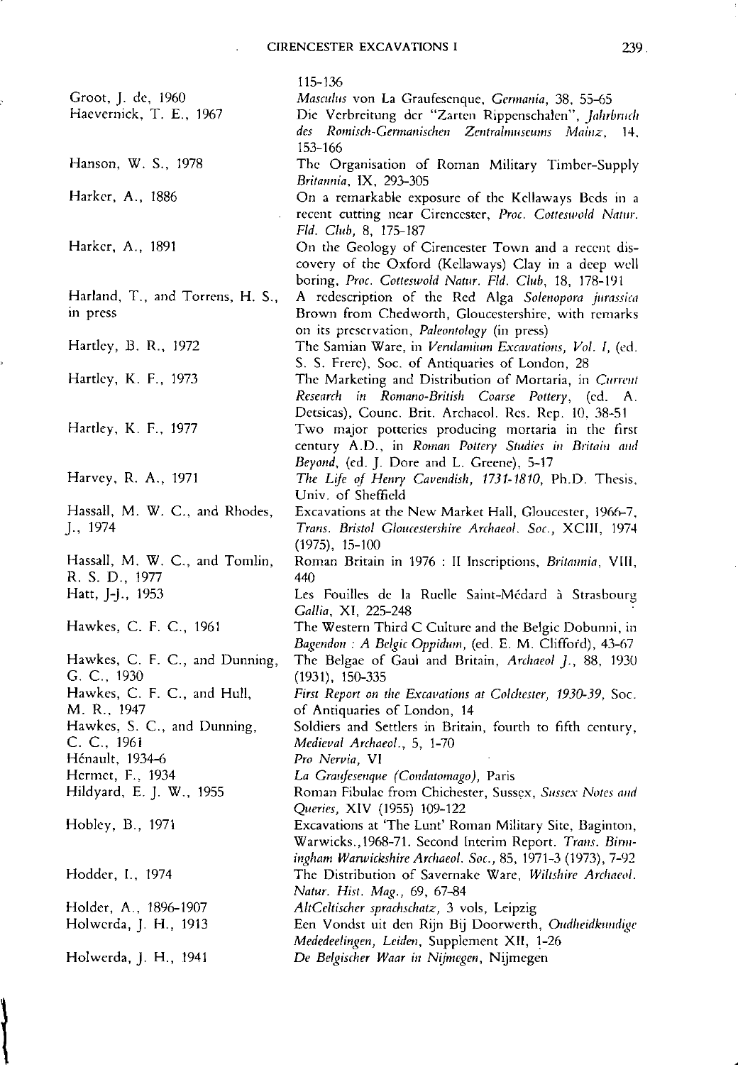115-136

Groot, J. de, 1960 — *Masculus* von La Graufesenque, *Germania*, 38, 55-65

Haevernick, T. E., 1967 — Die Verbreitung der "Zarten Rippenschalen", *Jahrbruch des Romisch-Germanischen Zentralmuseums Mainz*, 14, 153-166

Hanson, W. S., 1978 — The Organisation of Roman Military Timber-Supply *Britannia*, IX, 293-305

Harker, A., 1886 — On a remarkable exposure of the Kellaways Beds in a recent cutting near Cirencester, *Proc. Cotteswold Natur. Fld. Club*, 8, 175-187

Harker, A., 1891 — On the Geology of Cirencester Town and a recent discovery of the Oxford (Kellaways) Clay in a deep well boring, *Proc. Cotteswold Natur. Fld. Club*, 18, 178-191

Harland, T., and Torrens, H. S., in press — A redescription of the Red Alga *Solenopora jurassica* Brown from Chedworth, Gloucestershire, with remarks on its preservation, *Paleontology* (in press)

Hartley, B. R., 1972 — The Samian Ware, in *Verulamium Excavations, Vol. I*, (ed. S. S. Frere), Soc. of Antiquaries of London, 28

Hartley, K. F., 1973 — The Marketing and Distribution of Mortaria, in *Current Research in Romano-British Coarse Pottery*, (ed. A. Detsicas), Counc. Brit. Archaeol. Res. Rep. 10, 38-51

Hartley, K. F., 1977 — Two major potteries producing mortaria in the first century A.D., in *Roman Pottery Studies in Britain and Beyond*, (ed. J. Dore and L. Greene), 5-17

Harvey, R. A., 1971 — *The Life of Henry Cavendish, 1731-1810*, Ph.D. Thesis, Univ. of Sheffield

Hassall, M. W. C., and Rhodes, J., 1974 — Excavations at the New Market Hall, Gloucester, 1966-7, *Trans. Bristol Gloucestershire Archaeol. Soc.*, XCIII, 1974 (1975), 15-100

Hassall, M. W. C., and Tomlin, R. S. D., 1977 — Roman Britain in 1976 : II Inscriptions, *Britannia*, VIII, 440

Hatt, J-J., 1953 — Les Fouilles de la Ruelle Saint-Médard à Strasbourg *Gallia*, XI, 225-248

Hawkes, C. F. C., 1961 — The Western Third C Culture and the Belgic Dobunni, in *Bagendon : A Belgic Oppidum*, (ed. E. M. Clifford), 43-67

Hawkes, C. F. C., and Dunning, G. C., 1930 — The Belgae of Gaul and Britain, *Archaeol J.*, 88, 1930 (1931), 150-335

Hawkes, C. F. C., and Hull, M. R., 1947 — *First Report on the Excavations at Colchester, 1930-39*, Soc. of Antiquaries of London, 14

Hawkes, S. C., and Dunning, C. C., 1961 — Soldiers and Settlers in Britain, fourth to fifth century, *Medieval Archaeol.*, 5, 1-70

Hénault, 1934-6 — *Pro Nervia*, VI

Hermet, F., 1934 — *La Graufesenque (Condatomago)*, Paris

Hildyard, E. J. W., 1955 — Roman Fibulae from Chichester, Sussex, *Sussex Notes and Queries*, XIV (1955) 109-122

Hobley, B., 1971 — Excavations at 'The Lunt' Roman Military Site, Baginton, Warwicks.,1968-71. Second Interim Report. *Trans. Birmingham Warwickshire Archaeol. Soc.*, 85, 1971-3 (1973), 7-92

Hodder, I., 1974 — The Distribution of Savernake Ware, *Wiltshire Archaeol. Natur. Hist. Mag.*, 69, 67-84

Holder, A., 1896-1907 — *AltCeltischer sprachschatz*, 3 vols, Leipzig

Holwerda, J. H., 1913 — Een Vondst uit den Rijn Bij Doorwerth, *Oudheidkundige Mededeelingen, Leiden*, Supplement XII, 1-26

Holwerda, J. H., 1941 — *De Belgischer Waar in Nijmegen*, Nijmegen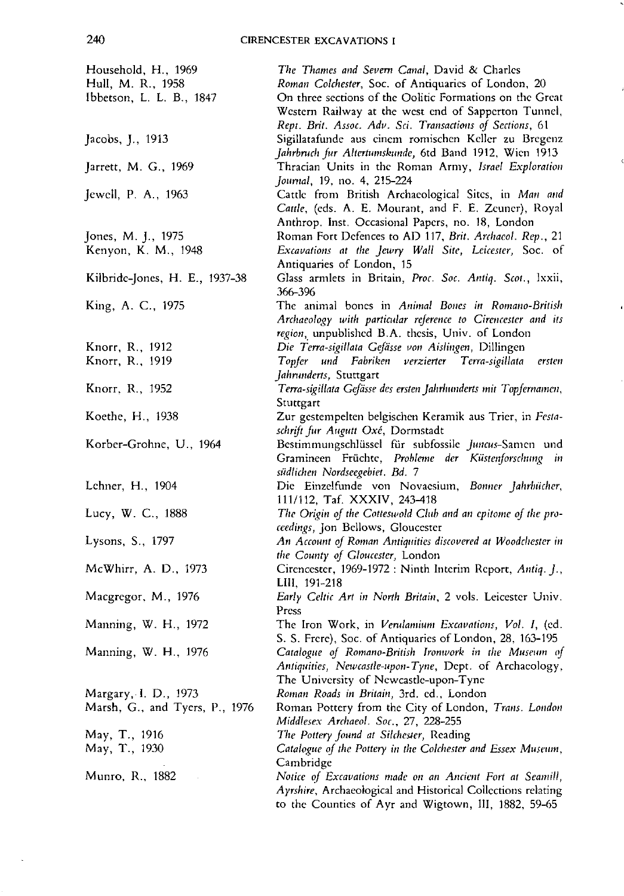Household, H., 1969 — *The Thames and Severn Canal*, David & Charles

Hull, M. R., 1958 — *Roman Colchester*, Soc. of Antiquaries of London, 20

Ibbetson, L. L. B., 1847 — On three sections of the Oolitic Formations on the Great Western Railway at the west end of Sapperton Tunnel, *Rept. Brit. Assoc. Adv. Sci. Transactions of Sections*, 61

Jacobs, J., 1913 — Sigillatafunde aus einem romischen Keller zu Bregenz *Jahrbruch fur Altertumskunde*, 6td Band 1912, Wien 1913

Jarrett, M. G., 1969 — Thracian Units in the Roman Army, *Israel Exploration Journal*, 19, no. 4, 215-224

Jewell, P. A., 1963 — Cattle from British Archaeological Sites, in *Man and Cattle*, (eds. A. E. Mourant, and F. E. Zeuner), Royal Anthrop. Inst. Occasional Papers, no. 18, London

Jones, M. J., 1975 — Roman Fort Defences to AD 117, *Brit. Archaeol. Rep.*, 21

Kenyon, K. M., 1948 — *Excavations at the Jewry Wall Site, Leicester*, Soc. of Antiquaries of London, 15

Kilbride-Jones, H. E., 1937-38 — Glass armlets in Britain, *Proc. Soc. Antiq. Scot.*, lxxii, 366-396

King, A. C., 1975 — The animal bones in *Animal Bones in Romano-British Archaeology with particular reference to Cirencester and its region*, unpublished B.A. thesis, Univ. of London

Knorr, R., 1912 — *Die Terra-sigillata Gefässe von Aislingen*, Dillingen

Knorr, R., 1919 — *Topfer und Fabriken verzierter Terra-sigillata ersten Jahrunderts*, Stuttgart

Knorr, R., 1952 — *Terra-sigillata Gefässe des ersten Jahrhunderts mit Topfernamen*, Stuttgart

Koethe, H., 1938 — Zur gestempelten belgischen Keramik aus Trier, in *Festaschrift fur Augutt Oxé*, Dormstadt

Korber-Grohne, U., 1964 — Bestimmungschlüssel für subfossile *Juncus*-Samen und Gramineen Früchte, *Probleme der Küstenforschung in südlichen Nordseegebiet. Bd.* 7

Lehner, H., 1904 — Die Einzelfunde von Novaesium, *Bonner Jahrbücher*, 111/112, Taf. XXXIV, 243-418

Lucy, W. C., 1888 — *The Origin of the Cotteswold Club and an epitome of the proceedings*, Jon Bellows, Gloucester

Lysons, S., 1797 — *An Account of Roman Antiquities discovered at Woodchester in the County of Gloucester*, London

McWhirr, A. D., 1973 — Cirencester, 1969-1972 : Ninth Interim Report, *Antiq. J.*, LIII, 191-218

Macgregor, M., 1976 — *Early Celtic Art in North Britain*, 2 vols. Leicester Univ. Press

Manning, W. H., 1972 — The Iron Work, in *Verulamium Excavations, Vol. I*, (ed. S. S. Frere), Soc. of Antiquaries of London, 28, 163-195

Manning, W. H., 1976 — *Catalogue of Romano-British Ironwork in the Museum of Antiquities, Newcastle-upon-Tyne*, Dept. of Archaeology, The University of Newcastle-upon-Tyne

Margary, I. D., 1973 — *Roman Roads in Britain*, 3rd. ed., London

Marsh, G., and Tyers, P., 1976 — Roman Pottery from the City of London, *Trans. London Middlesex Archaeol. Soc.*, 27, 228-255

May, T., 1916 — *The Pottery found at Silchester*, Reading

May, T., 1930 — *Catalogue of the Pottery in the Colchester and Essex Museum*, Cambridge

Munro, R., 1882 — *Notice of Excavations made on an Ancient Fort at Seamill, Ayrshire*, Archaeological and Historical Collections relating to the Counties of Ayr and Wigtown, III, 1882, 59-65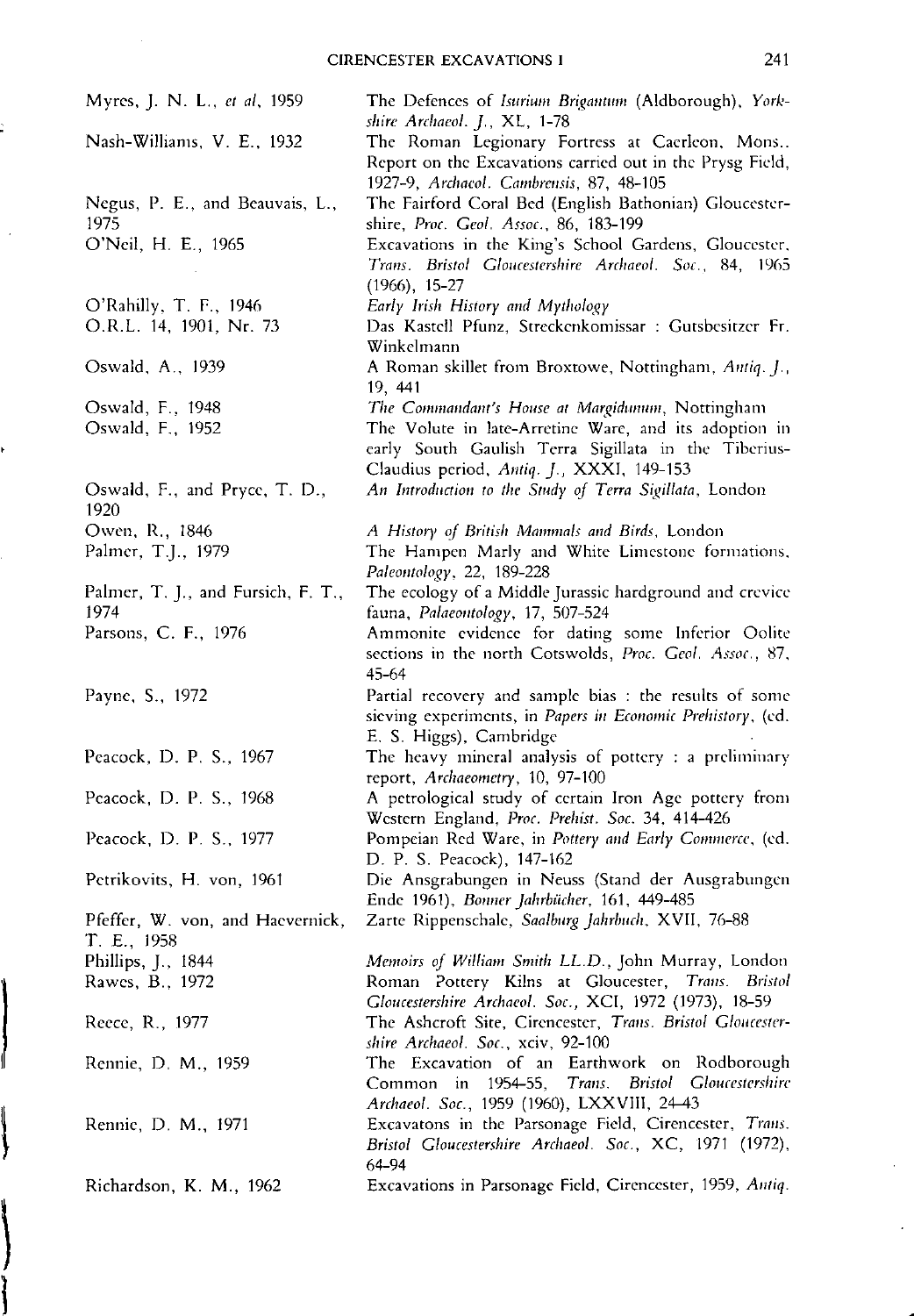Myres, J. N. L., *et al*, 1959 — The Defences of *Isurium Brigantum* (Aldborough), *Yorkshire Archaeol. J.*, XL, 1-78

Nash-Williams, V. E., 1932 — The Roman Legionary Fortress at Caerleon, Mons.. Report on the Excavations carried out in the Prysg Field, 1927-9, *Archaeol. Cambrensis*, 87, 48-105

Negus, P. E., and Beauvais, L., 1975 — The Fairford Coral Bed (English Bathonian) Gloucestershire, *Proc. Geol. Assoc.*, 86, 183-199

O'Neil, H. E., 1965 — Excavations in the King's School Gardens, Gloucester, *Trans. Bristol Gloucestershire Archaeol. Soc.*, 84, 1965 (1966), 15-27

O'Rahilly, T. F., 1946 — *Early Irish History and Mythology*

O.R.L. 14, 1901, Nr. 73 — Das Kastell Pfunz, Streckenkomissar : Gutsbesitzer Fr. Winkelmann

Oswald, A., 1939 — A Roman skillet from Broxtowe, Nottingham, *Antiq. J.*, 19, 441

Oswald, F., 1948 — *The Commandant's House at Margidunum*, Nottingham

Oswald, F., 1952 — The Volute in late-Arretine Ware, and its adoption in early South Gaulish Terra Sigillata in the Tiberius-Claudius period, *Antiq. J.*, XXXI, 149-153

Oswald, F., and Pryce, T. D., 1920 — *An Introduction to the Study of Terra Sigillata*, London

Owen, R., 1846 — *A History of British Mammals and Birds*, London

Palmer, T.J., 1979 — The Hampen Marly and White Limestone formations, *Paleontology*, 22, 189-228

Palmer, T. J., and Fursich, F. T., 1974 — The ecology of a Middle Jurassic hardground and crevice fauna, *Palaeontology*, 17, 507-524

Parsons, C. F., 1976 — Ammonite evidence for dating some Inferior Oolite sections in the north Cotswolds, *Proc. Geol. Assoc.*, 87, 45-64

Payne, S., 1972 — Partial recovery and sample bias : the results of some sieving experiments, in *Papers in Economic Prehistory*, (ed. E. S. Higgs), Cambridge

Peacock, D. P. S., 1967 — The heavy mineral analysis of pottery : a preliminary report, *Archaeometry*, 10, 97-100

Peacock, D. P. S., 1968 — A petrological study of certain Iron Age pottery from Western England, *Proc. Prehist. Soc.* 34, 414-426

Peacock, D. P. S., 1977 — Pompeian Red Ware, in *Pottery and Early Commerce*, (ed. D. P. S. Peacock), 147-162

Petrikovits, H. von, 1961 — Die Ansgrabungen in Neuss (Stand der Ausgrabungen Ende 1961), *Bonner Jahrbücher*, 161, 449-485

Pfeffer, W. von, and Haevernick, T. E., 1958 — Zarte Rippenschale, *Saalburg Jahrbuch*, XVII, 76-88

Phillips, J., 1844 — *Memoirs of William Smith LL.D.*, John Murray, London

Rawes, B., 1972 — Roman Pottery Kilns at Gloucester, *Trans. Bristol Gloucestershire Archaeol. Soc.*, XCI, 1972 (1973), 18-59

Reece, R., 1977 — The Ashcroft Site, Cirencester, *Trans. Bristol Gloucestershire Archaeol. Soc.*, xciv, 92-100

Rennie, D. M., 1959 — The Excavation of an Earthwork on Rodborough Common in 1954-55, *Trans. Bristol Gloucestershire Archaeol. Soc.*, 1959 (1960), LXXVIII, 24-43

Rennie, D. M., 1971 — Excavatons in the Parsonage Field, Cirencester, *Trans. Bristol Gloucestershire Archaeol. Soc.*, XC, 1971 (1972), 64-94

Richardson, K. M., 1962 — Excavations in Parsonage Field, Cirencester, 1959, *Antiq.*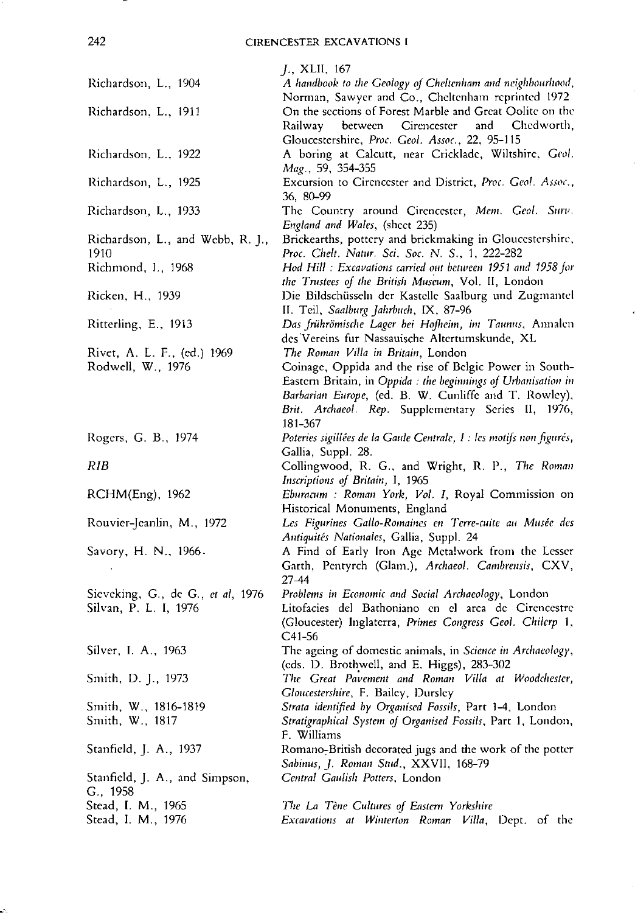*J.*, XLII, 167

Richardson, L., 1904 — *A handbook to the Geology of Cheltenham and neighbourhood*, Norman, Sawyer and Co., Cheltenham reprinted 1972

Richardson, L., 1911 — On the sections of Forest Marble and Great Oolite on the Railway between Cirencester and Chedworth, Gloucestershire, *Proc. Geol. Assoc.*, 22, 95–115

Richardson, L., 1922 — A boring at Calcutt, near Cricklade, Wiltshire, *Geol. Mag.*, 59, 354–355

Richardson, L., 1925 — Excursion to Cirencester and District, *Proc. Geol. Assoc.*, 36, 80–99

Richardson, L., 1933 — The Country around Cirencester, *Mem. Geol. Surv. England and Wales*, (sheet 235)

Richardson, L., and Webb, R. J., 1910 — Brickearths, pottery and brickmaking in Gloucestershire, *Proc. Chelt. Natur. Sci. Soc. N. S.*, 1, 222–282

Richmond, I., 1968 — *Hod Hill : Excavations carried out between 1951 and 1958 for the Trustees of the British Museum*, Vol. II, London

Ricken, H., 1939 — Die Bildschüsseln der Kastelle Saalburg und Zugmantel II. Teil, *Saalburg Jahrbuch*, IX, 87–96

Ritterling, E., 1913 — *Das frührömische Lager bei Hofheim, im Taunus*, Annalen des Vereins fur Nassauische Altertumskunde, XL

Rivet, A. L. F., (ed.) 1969 — *The Roman Villa in Britain*, London

Rodwell, W., 1976 — Coinage, Oppida and the rise of Belgic Power in South-Eastern Britain, in *Oppida : the beginnings of Urbanisation in Barbarian Europe*, (ed. B. W. Cunliffe and T. Rowley), *Brit. Archaeol. Rep.* Supplementary Series II, 1976, 181–367

Rogers, G. B., 1974 — *Poteries sigillées de la Gaule Centrale, I : les motifs non figurés*, Gallia, Suppl. 28.

*RIB* — Collingwood, R. G., and Wright, R. P., *The Roman Inscriptions of Britain*, I, 1965

RCHM(Eng), 1962 — *Eburacum : Roman York, Vol. I*, Royal Commission on Historical Monuments, England

Rouvier-Jeanlin, M., 1972 — *Les Figurines Gallo-Romaines en Terre-cuite au Musée des Antiquités Nationales*, Gallia, Suppl. 24

Savory, H. N., 1966 — A Find of Early Iron Age Metalwork from the Lesser Garth, Pentyrch (Glam.), *Archaeol. Cambrensis*, CXV, 27–44

Sieveking, G., de G., *et al*, 1976 — *Problems in Economic and Social Archaeology*, London

Silvan, P. L. I, 1976 — Litofacies del Bathoniano en el area de Cirencestre (Gloucester) Inglaterra, *Primes Congress Geol. Chilerp* 1, C41-56

Silver, I. A., 1963 — The ageing of domestic animals, in *Science in Archaeology*, (eds. D. Brothwell, and E. Higgs), 283–302

Smith, D. J., 1973 — *The Great Pavement and Roman Villa at Woodchester, Gloucestershire*, F. Bailey, Dursley

Smith, W., 1816–1819 — *Strata identified by Organised Fossils*, Part 1-4, London

Smith, W., 1817 — *Stratigraphical System of Organised Fossils*, Part 1, London, F. Williams

Stanfield, J. A., 1937 — Romano-British decorated jugs and the work of the potter Sabinus, *J. Roman Stud.*, XXVII, 168–79

Stanfield, J. A., and Simpson, G., 1958 — *Central Gaulish Potters*, London

Stead, I. M., 1965 — *The La Tène Cultures of Eastern Yorkshire*

Stead, I. M., 1976 — *Excavations at Winterton Roman Villa*, Dept. of the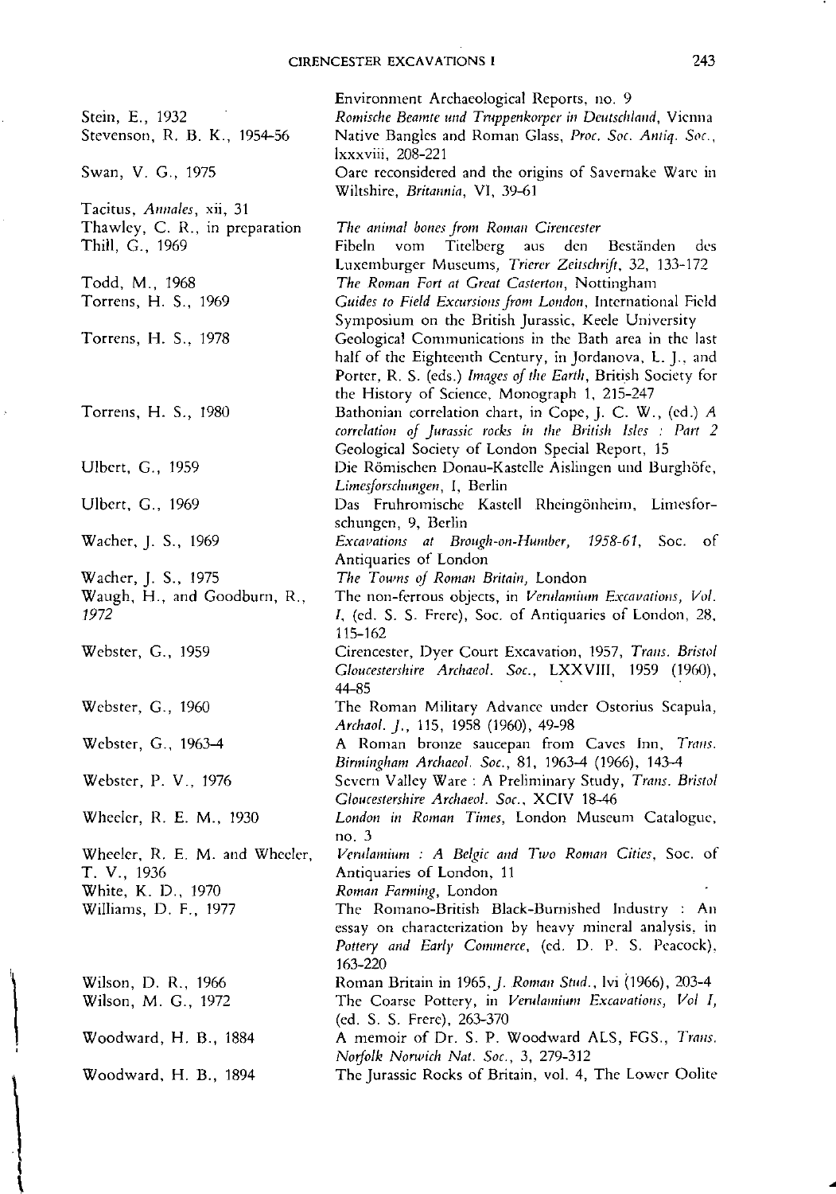Environment Archaeological Reports, no. 9

Stein, E., 1932 — *Romische Beamte und Truppenkorper in Deutschland*, Vienna

Stevenson, R. B. K., 1954-56 — Native Bangles and Roman Glass, *Proc. Soc. Antiq. Soc.*, lxxxviii, 208-221

Swan, V. G., 1975 — Oare reconsidered and the origins of Savernake Ware in Wiltshire, *Britannia*, VI, 39-61

Tacitus, *Annales*, xii, 31

Thawley, C. R., in preparation — *The animal bones from Roman Cirencester*

Thill, G., 1969 — Fibeln vom Titelberg aus den Beständen des Luxemburger Museums, *Trierer Zeitschrift*, 32, 133-172

Todd, M., 1968 — *The Roman Fort at Great Casterton*, Nottingham

Torrens, H. S., 1969 — *Guides to Field Excursions from London*, International Field Symposium on the British Jurassic, Keele University

Torrens, H. S., 1978 — Geological Communications in the Bath area in the last half of the Eighteenth Century, in Jordanova, L. J., and Porter, R. S. (eds.) *Images of the Earth*, British Society for the History of Science, Monograph 1, 215-247

Torrens, H. S., 1980 — Bathonian correlation chart, in Cope, J. C. W., (ed.) *A correlation of Jurassic rocks in the British Isles : Part 2* Geological Society of London Special Report, 15

Ulbert, G., 1959 — Die Römischen Donau-Kastelle Aislingen und Burghöfe, *Limesforschungen*, I, Berlin

Ulbert, G., 1969 — Das Fruhromische Kastell Rheingönheim, Limesforschungen, 9, Berlin

Wacher, J. S., 1969 — *Excavations at Brough-on-Humber, 1958-61*, Soc. of Antiquaries of London

Wacher, J. S., 1975 — *The Towns of Roman Britain*, London

Waugh, H., and Goodburn, R., 1972 — The non-ferrous objects, in *Verulamium Excavations, Vol. I*, (ed. S. S. Frere), Soc. of Antiquaries of London, 28, 115-162

Webster, G., 1959 — Cirencester, Dyer Court Excavation, 1957, *Trans. Bristol Gloucestershire Archaeol. Soc.*, LXXVIII, 1959 (1960), 44-85

Webster, G., 1960 — The Roman Military Advance under Ostorius Scapula, *Archaeol. J.*, 115, 1958 (1960), 49-98

Webster, G., 1963-4 — A Roman bronze saucepan from Caves Inn, *Trans. Birmingham Archaeol. Soc.*, 81, 1963-4 (1966), 143-4

Webster, P. V., 1976 — Severn Valley Ware : A Preliminary Study, *Trans. Bristol Gloucestershire Archaeol. Soc.*, XCIV 18-46

Wheeler, R. E. M., 1930 — *London in Roman Times*, London Museum Catalogue, no. 3

Wheeler, R. E. M. and Wheeler, T. V., 1936 — *Verulamium : A Belgic and Two Roman Cities*, Soc. of Antiquaries of London, 11

White, K. D., 1970 — *Roman Farming*, London

Williams, D. F., 1977 — The Romano-British Black-Burnished Industry : An essay on characterization by heavy mineral analysis, in *Pottery and Early Commerce*, (ed. D. P. S. Peacock), 163-220

Wilson, D. R., 1966 — Roman Britain in 1965, *J. Roman Stud.*, lvi (1966), 203-4

Wilson, M. G., 1972 — The Coarse Pottery, in *Verulamium Excavations, Vol I*, (ed. S. S. Frere), 263-370

Woodward, H. B., 1884 — A memoir of Dr. S. P. Woodward ALS, FGS., *Trans. Norfolk Norwich Nat. Soc.*, 3, 279-312

Woodward, H. B., 1894 — The Jurassic Rocks of Britain, vol. 4, The Lower Oolite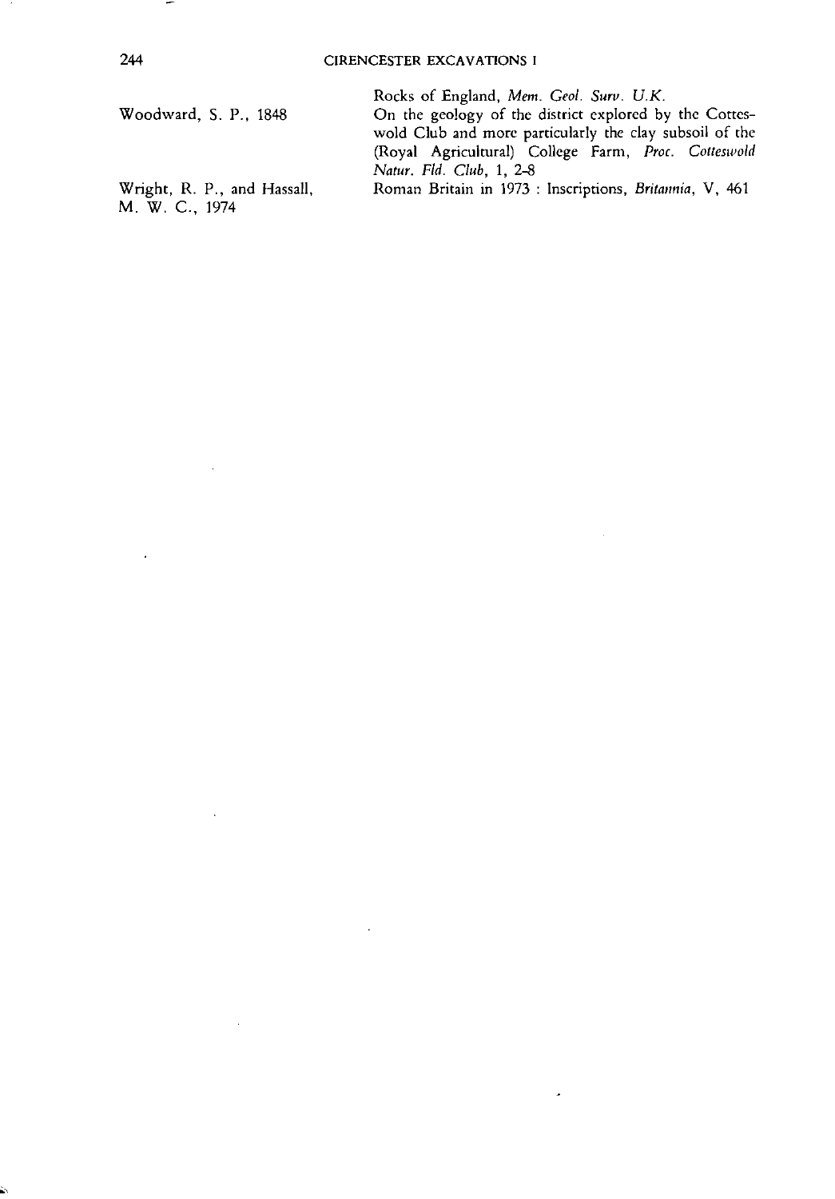Rocks of England, *Mem. Geol. Surv. U.K.*

Woodward, S. P., 1848 — On the geology of the district explored by the Cotteswold Club and more particularly the clay subsoil of the (Royal Agricultural) College Farm, *Proc. Cotteswold Natur. Fld. Club*, 1, 2-8

Wright, R. P., and Hassall, M. W. C., 1974 — Roman Britain in 1973 : Inscriptions, *Britannia*, V, 461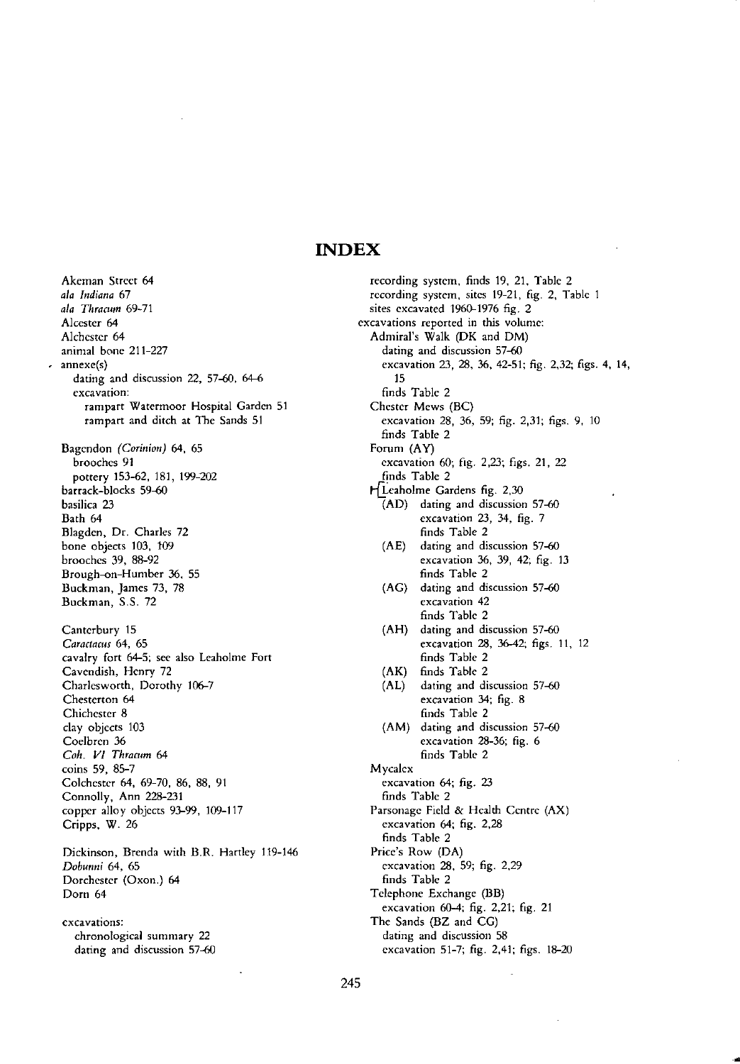# INDEX

Akeman Street 64
*ala Indiana* 67
*ala Thracum* 69-71
Alcester 64
Alchester 64
animal bone 211-227
annexe(s)
  dating and discussion 22, 57-60, 64-6
  excavation:
    rampart Watermoor Hospital Garden 51
    rampart and ditch at The Sands 51

Bagendon *(Corinion)* 64, 65
  brooches 91
  pottery 153-62, 181, 199-202
barrack-blocks 59-60
basilica 23
Bath 64
Blagden, Dr. Charles 72
bone objects 103, 109
brooches 39, 88-92
Brough-on-Humber 36, 55
Buckman, James 73, 78
Buckman, S.S. 72

Canterbury 15
*Caractacus* 64, 65
cavalry fort 64-5; see also Leaholme Fort
Cavendish, Henry 72
Charlesworth, Dorothy 106-7
Chesterton 64
Chichester 8
clay objects 103
Coelbren 36
*Coh. VI Thracum* 64
coins 59, 85-7
Colchester 64, 69-70, 86, 88, 91
Connolly, Ann 228-231
copper alloy objects 93-99, 109-117
Cripps, W. 26

Dickinson, Brenda with B.R. Hartley 119-146
*Dobunni* 64, 65
Dorchester (Oxon.) 64
Dorn 64

excavations:
  chronological summary 22
  dating and discussion 57-60
  recording system, finds 19, 21, Table 2
  recording system, sites 19-21, fig. 2, Table 1
  sites excavated 1960-1976 fig. 2
excavations reported in this volume:
  Admiral's Walk (DK and DM)
    dating and discussion 57-60
    excavation 23, 28, 36, 42-51; fig. 2,32; figs. 4, 14, 15
    finds Table 2
  Chester Mews (BC)
    excavation 28, 36, 59; fig. 2,31; figs. 9, 10
    finds Table 2
  Forum (AY)
    excavation 60; fig. 2,23; figs. 21, 22
    finds Table 2
  Leaholme Gardens fig. 2,30
    (AD) dating and discussion 57-60
      excavation 23, 34, fig. 7
      finds Table 2
    (AE) dating and discussion 57-60
      excavation 36, 39, 42; fig. 13
      finds Table 2
    (AG) dating and discussion 57-60
      excavation 42
      finds Table 2
    (AH) dating and discussion 57-60
      excavation 28, 36-42; figs. 11, 12
      finds Table 2
    (AK) finds Table 2
    (AL) dating and discussion 57-60
      excavation 34; fig. 8
      finds Table 2
    (AM) dating and discussion 57-60
      excavation 28-36; fig. 6
      finds Table 2
  Mycalex
    excavation 64; fig. 23
    finds Table 2
  Parsonage Field & Health Centre (AX)
    excavation 64; fig. 2,28
    finds Table 2
  Price's Row (DA)
    excavation 28, 59; fig. 2,29
    finds Table 2
  Telephone Exchange (BB)
    excavation 60-4; fig. 2,21; fig. 21
  The Sands (BZ and CG)
    dating and discussion 58
    excavation 51-7; fig. 2,41; figs. 18-20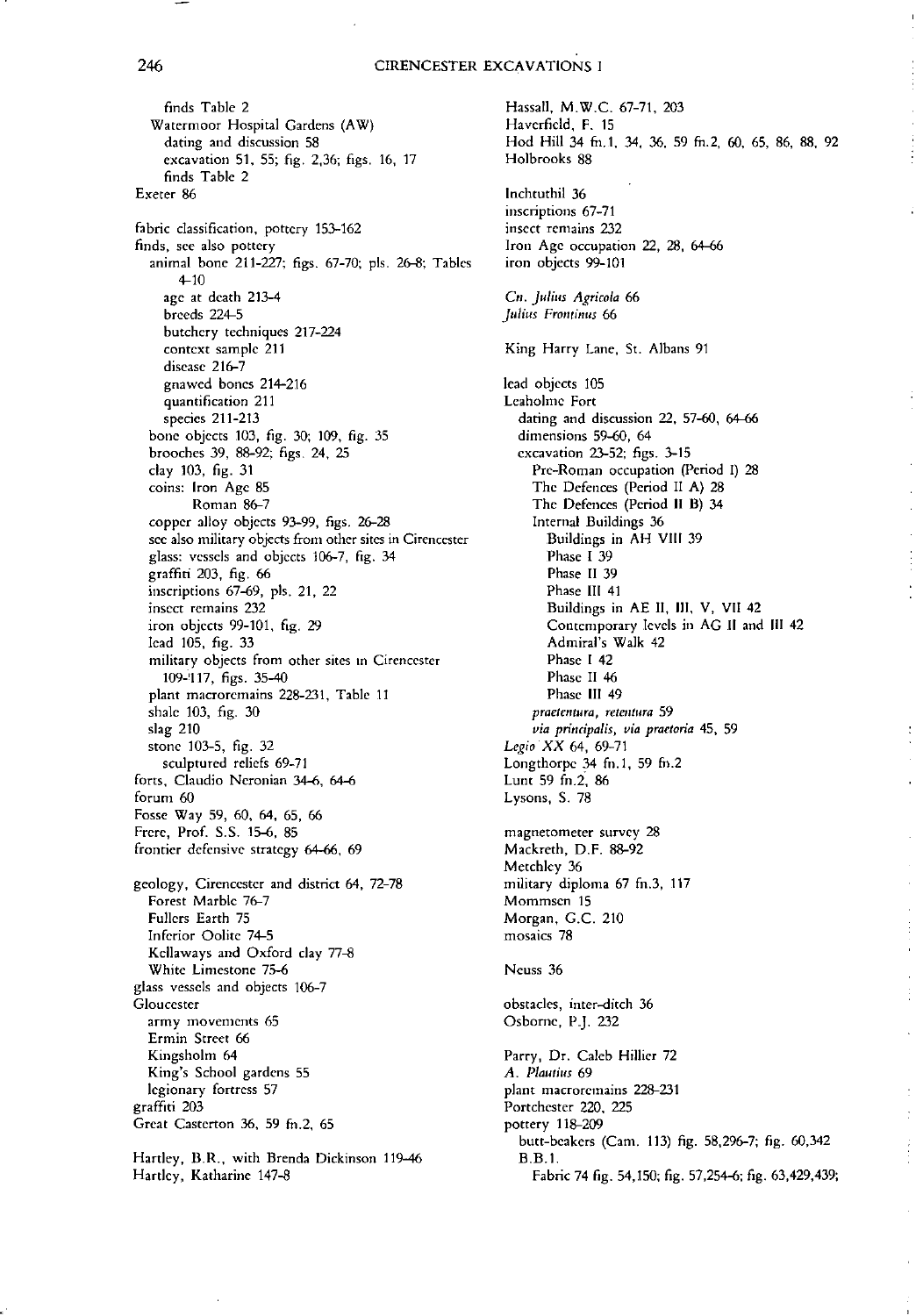finds Table 2
  Watermoor Hospital Gardens (AW)
    dating and discussion 58
    excavation 51, 55; fig. 2,36; figs. 16, 17
    finds Table 2
Exeter 86

fabric classification, pottery 153-162
finds, see also pottery
  animal bone 211-227; figs. 67-70; pls. 26-8; Tables 4-10
    age at death 213-4
    breeds 224-5
    butchery techniques 217-224
    context sample 211
    disease 216-7
    gnawed bones 214-216
    quantification 211
    species 211-213
  bone objects 103, fig. 30; 109, fig. 35
  brooches 39, 88-92; figs. 24, 25
  clay 103, fig. 31
  coins: Iron Age 85
        Roman 86-7
  copper alloy objects 93-99, figs. 26-28
  see also military objects from other sites in Cirencester
  glass: vessels and objects 106-7, fig. 34
  graffiti 203, fig. 66
  inscriptions 67-69, pls. 21, 22
  insect remains 232
  iron objects 99-101, fig. 29
  lead 105, fig. 33
  military objects from other sites in Cirencester
    109-117, figs. 35-40
  plant macroremains 228-231, Table 11
  shale 103, fig. 30
  slag 210
  stone 103-5, fig. 32
    sculptured reliefs 69-71
forts, Claudio Neronian 34-6, 64-6
forum 60
Fosse Way 59, 60, 64, 65, 66
Frere, Prof. S.S. 15-6, 85
frontier defensive strategy 64-66, 69

geology, Cirencester and district 64, 72-78
  Forest Marble 76-7
  Fullers Earth 75
  Inferior Oolite 74-5
  Kellaways and Oxford clay 77-8
  White Limestone 75-6
glass vessels and objects 106-7
Gloucester
  army movements 65
  Ermin Street 66
  Kingsholm 64
  King's School gardens 55
  legionary fortress 57
graffiti 203
Great Casterton 36, 59 fn.2, 65

Hartley, B.R., with Brenda Dickinson 119-46
Hartley, Katharine 147-8
Hassall, M.W.C. 67-71, 203
Haverfield, F. 15
Hod Hill 34 fn.1, 34, 36, 59 fn.2, 60, 65, 86, 88, 92
Holbrooks 88

Inchtuthil 36
inscriptions 67-71
insect remains 232
Iron Age occupation 22, 28, 64-66
iron objects 99-101

*Cn. Julius Agricola* 66
*Julius Frontinus* 66

King Harry Lane, St. Albans 91

lead objects 105
Leaholme Fort
  dating and discussion 22, 57-60, 64-66
  dimensions 59-60, 64
  excavation 23-52; figs. 3-15
    Pre-Roman occupation (Period I) 28
    The Defences (Period II A) 28
    The Defences (Period II B) 34
    Internal Buildings 36
      Buildings in AH VIII 39
      Phase I 39
      Phase II 39
      Phase III 41
      Buildings in AE II, III, V, VII 42
      Contemporary levels in AG II and III 42
      Admiral's Walk 42
      Phase I 42
      Phase II 46
      Phase III 49
    *praetentura, retentura* 59
    *via principalis, via praetoria* 45, 59
*Legio XX* 64, 69-71
Longthorpe 34 fn.1, 59 fn.2
Lunt 59 fn.2, 86
Lysons, S. 78

magnetometer survey 28
Mackreth, D.F. 88-92
Metchley 36
military diploma 67 fn.3, 117
Mommsen 15
Morgan, G.C. 210
mosaics 78

Neuss 36

obstacles, inter-ditch 36
Osborne, P.J. 232

Parry, Dr. Caleb Hillier 72
*A. Plautius* 69
plant macroremains 228-231
Portchester 220, 225
pottery 118-209
  butt-beakers (Cam. 113) fig. 58,296-7; fig. 60,342
  B.B.1.
    Fabric 74 fig. 54,150; fig. 57,254-6; fig. 63,429,439;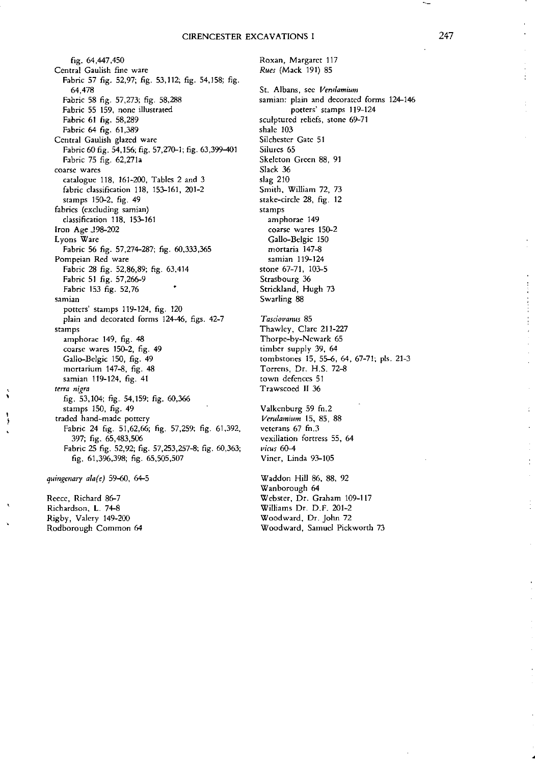fig. 64,447,450
Central Gaulish fine ware
Fabric 57 fig. 52,97; fig. 53,112; fig. 54,158; fig. 64,478
Fabric 58 fig. 57,273; fig. 58,288
Fabric 55 159, none illustrated
Fabric 61 fig. 58,289
Fabric 64 fig. 61,389
Central Gaulish glazed ware
Fabric 60 fig. 54,156; fig. 57,270-1; fig. 63,399-401
Fabric 75 fig. 62,271a
coarse wares
catalogue 118, 161-200, Tables 2 and 3
fabric classification 118, 153-161, 201-2
stamps 150-2, fig. 49
fabrics (excluding samian)
classification 118, 153-161
Iron Age 198-202
Lyons Ware
Fabric 56 fig. 57,274-287; fig. 60,333,365
Pompeian Red ware
Fabric 28 fig. 52,86,89; fig. 63,414
Fabric 51 fig. 57,266-9
Fabric 153 fig. 52,76
samian
potters' stamps 119-124, fig. 120
plain and decorated forms 124-46, figs. 42-7
stamps
amphorae 149, fig. 48
coarse wares 150-2, fig. 49
Gallo-Belgic 150, fig. 49
mortarium 147-8, fig. 48
samian 119-124, fig. 41
*terra nigra*
fig. 53,104; fig. 54,159; fig. 60,366
stamps 150, fig. 49
traded hand-made pottery
Fabric 24 fig. 51,62,66; fig. 57,259; fig. 61,392, 397; fig. 65,483,506
Fabric 25 fig. 52,92; fig. 57,253,257-8; fig. 60,363; fig. 61,396,398; fig. 65,505,507

*quingenary ala(e)* 59-60, 64-5

Reece, Richard 86-7
Richardson, L. 74-8
Rigby, Valery 149-200
Rodborough Common 64
Roxan, Margaret 117
*Rues* (Mack 191) 85

St. Albans, see *Verulamium*
samian: plain and decorated forms 124-146
potters' stamps 119-124
sculptured reliefs, stone 69-71
shale 103
Silchester Gate 51
Silures 65
Skeleton Green 88, 91
Slack 36
slag 210
Smith, William 72, 73
stake-circle 28, fig. 12
stamps
amphorae 149
coarse wares 150-2
Gallo-Belgic 150
mortaria 147-8
samian 119-124
stone 67-71, 103-5
Strasbourg 36
Strickland, Hugh 73
Swarling 88

*Tasciovanus* 85
Thawley, Clare 211-227
Thorpe-by-Newark 65
timber supply 39, 64
tombstones 15, 55-6, 64, 67-71; pls. 21-3
Torrens, Dr. H.S. 72-8
town defences 51
Trawscoed II 36

Valkenburg 59 fn.2
*Verulamium* 15, 85, 88
veterans 67 fn.3
vexillation fortress 55, 64
*vicus* 60-4
Viner, Linda 93-105

Waddon Hill 86, 88, 92
Wanborough 64
Webster, Dr. Graham 109-117
Williams Dr. D.F. 201-2
Woodward, Dr. John 72
Woodward, Samuel Pickworth 73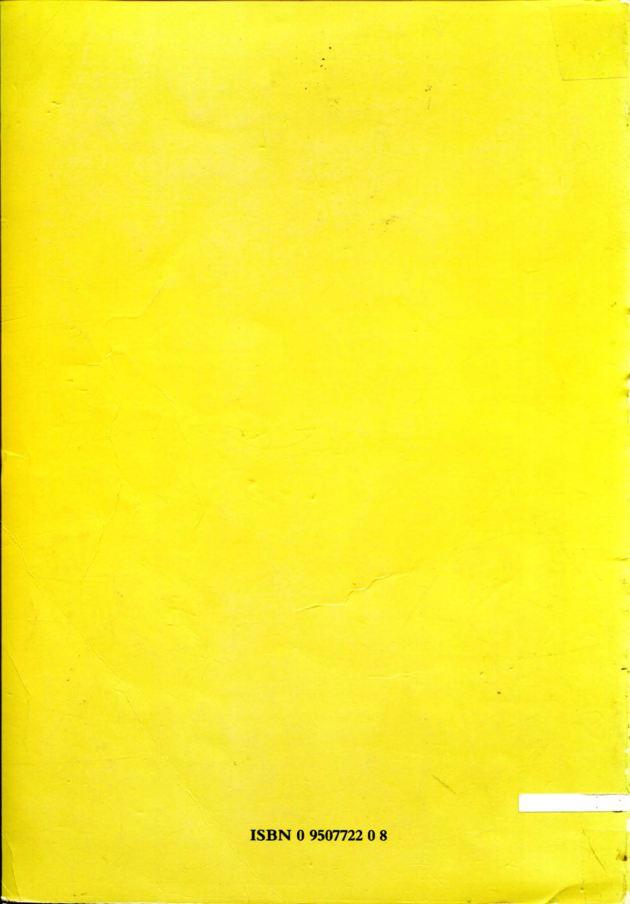**ISBN 0 9507722 0 8**